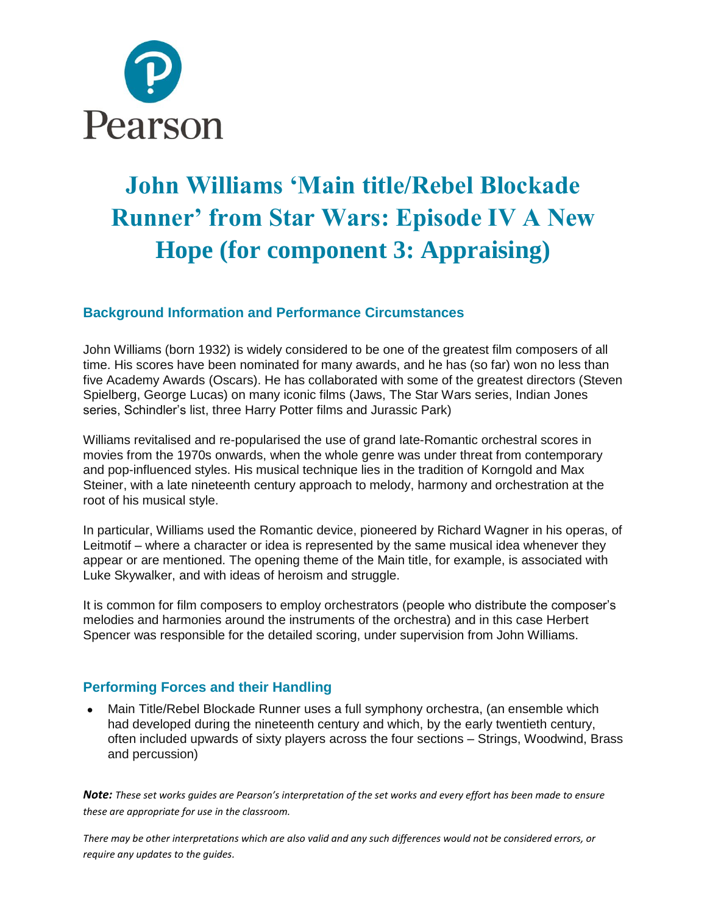# John Williams 'Main title/Rebel Blockade Runner' from Star Wars: Episode IV A New Hope (for component 3: Appraising)

## Background Information and Performance Circumstances

John Williams (born 1932) is widely considered to be one of the greatest film composers of all time. His scores have been nominated for many awards, and he has (so far) won no less than five Academy Awards (Oscars). He has collaborated with some of the greatest directors (Steven Spielberg, George Lucas) on many iconic films (Jaws, The Star Wars series, Indian Jones series, Schindler's list, three Harry Potter films and Jurassic Park)

Williams revitalised and re-popularised the use of grand late-Romantic orchestral scores in movies from the 1970s onwards, when the whole genre was under threat from contemporary and pop-influenced styles. His musical technique lies in the tradition of Korngold and Max Steiner, with a late nineteenth century approach to melody, harmony and orchestration at the root of his musical style.

In particular, Williams used the Romantic device, pioneered by Richard Wagner in his operas, of Leitmotif – where a character or idea is represented by the same musical idea whenever they appear or are mentioned. The opening theme of the Main title, for example, is associated with Luke Skywalker, and with ideas of heroism and struggle.

It is common for film composers to employ orchestrators (people who distribute the composer's melodies and harmonies around the instruments of the orchestra) and in this case Herbert Spencer was responsible for the detailed scoring, under supervision from John Williams.

## Performing Forces and their Handling

- Main Title/Rebel Blockade Runner uses a full symphony orchestra, (an ensemble which had developed during the nineteenth century and which, by the early twentieth century, often included upwards of sixty players across the four sections – Strings, Woodwind, Brass and percussion)

***Note:*** *These set works guides are Pearson's interpretation of the set works and every effort has been made to ensure these are appropriate for use in the classroom.*

*There may be other interpretations which are also valid and any such differences would not be considered errors, or require any updates to the guides.*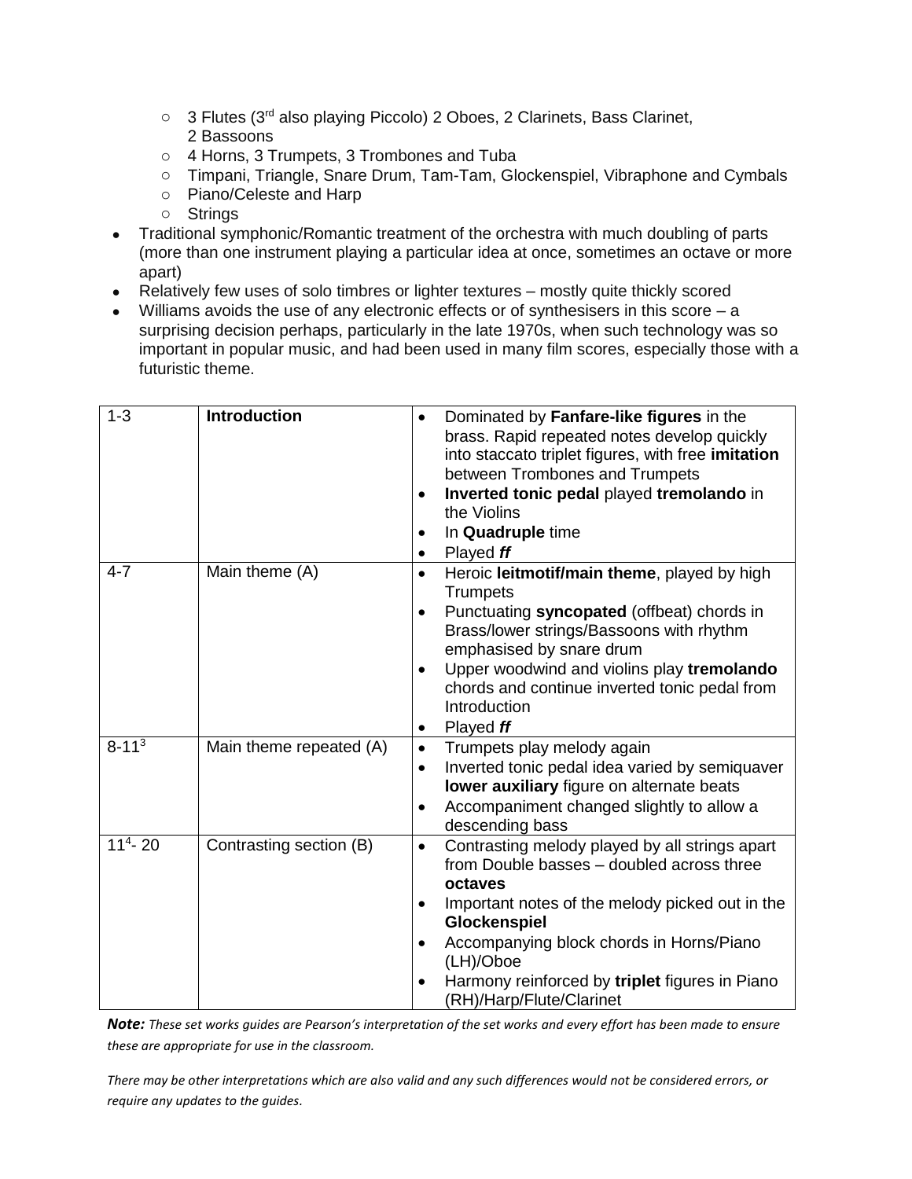- 3 Flutes (3rd also playing Piccolo) 2 Oboes, 2 Clarinets, Bass Clarinet, 2 Bassoons
  - 4 Horns, 3 Trumpets, 3 Trombones and Tuba
  - Timpani, Triangle, Snare Drum, Tam-Tam, Glockenspiel, Vibraphone and Cymbals
  - Piano/Celeste and Harp
  - Strings
- Traditional symphonic/Romantic treatment of the orchestra with much doubling of parts (more than one instrument playing a particular idea at once, sometimes an octave or more apart)
- Relatively few uses of solo timbres or lighter textures – mostly quite thickly scored
- Williams avoids the use of any electronic effects or of synthesisers in this score – a surprising decision perhaps, particularly in the late 1970s, when such technology was so important in popular music, and had been used in many film scores, especially those with a futuristic theme.

| 1-3 | **Introduction** | • Dominated by **Fanfare-like figures** in the brass. Rapid repeated notes develop quickly into staccato triplet figures, with free **imitation** between Trombones and Trumpets<br>• **Inverted tonic pedal** played **tremolando** in the Violins<br>• In **Quadruple** time<br>• Played ***ff*** |
|---|---|---|
| 4-7 | Main theme (A) | • Heroic **leitmotif/main theme**, played by high Trumpets<br>• Punctuating **syncopated** (offbeat) chords in Brass/lower strings/Bassoons with rhythm emphasised by snare drum<br>• Upper woodwind and violins play **tremolando** chords and continue inverted tonic pedal from Introduction<br>• Played ***ff*** |
| $8-11^3$ | Main theme repeated (A) | • Trumpets play melody again<br>• Inverted tonic pedal idea varied by semiquaver **lower auxiliary** figure on alternate beats<br>• Accompaniment changed slightly to allow a descending bass |
| $11^4-20$ | Contrasting section (B) | • Contrasting melody played by all strings apart from Double basses – doubled across three **octaves**<br>• Important notes of the melody picked out in the **Glockenspiel**<br>• Accompanying block chords in Horns/Piano (LH)/Oboe<br>• Harmony reinforced by **triplet** figures in Piano (RH)/Harp/Flute/Clarinet |

***Note:*** *These set works guides are Pearson's interpretation of the set works and every effort has been made to ensure these are appropriate for use in the classroom.*

*There may be other interpretations which are also valid and any such differences would not be considered errors, or require any updates to the guides.*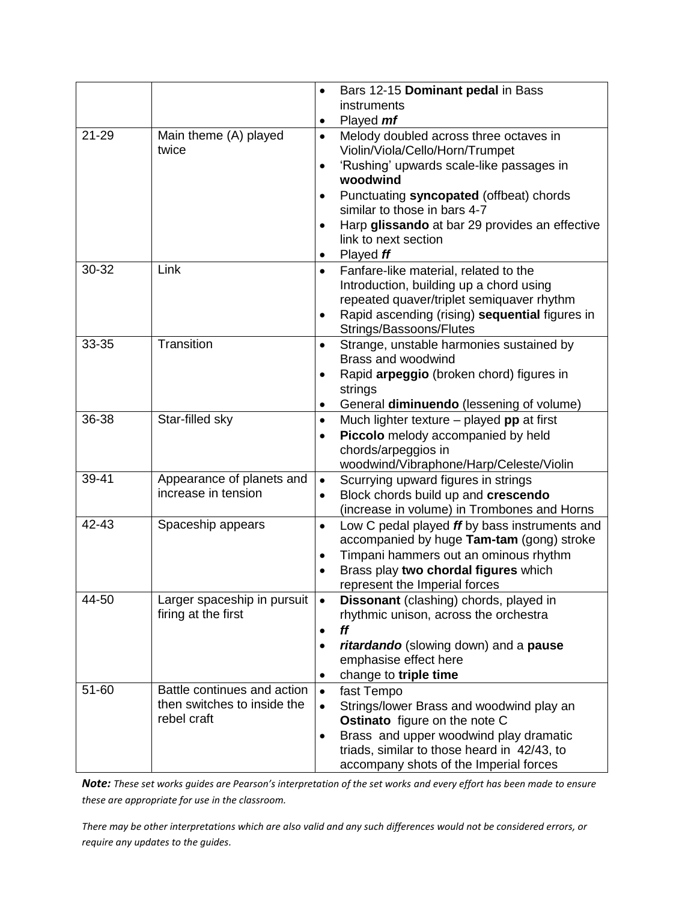| | | |
|---|---|---|
| | | • Bars 12-15 **Dominant pedal** in Bass instruments<br>• Played ***mf*** |
| 21-29 | Main theme (A) played twice | • Melody doubled across three octaves in Violin/Viola/Cello/Horn/Trumpet<br>• 'Rushing' upwards scale-like passages in **woodwind**<br>• Punctuating **syncopated** (offbeat) chords similar to those in bars 4-7<br>• Harp **glissando** at bar 29 provides an effective link to next section<br>• Played ***ff*** |
| 30-32 | Link | • Fanfare-like material, related to the Introduction, building up a chord using repeated quaver/triplet semiquaver rhythm<br>• Rapid ascending (rising) **sequential** figures in Strings/Bassoons/Flutes |
| 33-35 | Transition | • Strange, unstable harmonies sustained by Brass and woodwind<br>• Rapid **arpeggio** (broken chord) figures in strings<br>• General **diminuendo** (lessening of volume) |
| 36-38 | Star-filled sky | • Much lighter texture – played **pp** at first<br>• **Piccolo** melody accompanied by held chords/arpeggios in woodwind/Vibraphone/Harp/Celeste/Violin |
| 39-41 | Appearance of planets and increase in tension | • Scurrying upward figures in strings<br>• Block chords build up and **crescendo** (increase in volume) in Trombones and Horns |
| 42-43 | Spaceship appears | • Low C pedal played ***ff*** by bass instruments and accompanied by huge **Tam-tam** (gong) stroke<br>• Timpani hammers out an ominous rhythm<br>• Brass play **two chordal figures** which represent the Imperial forces |
| 44-50 | Larger spaceship in pursuit firing at the first | • **Dissonant** (clashing) chords, played in rhythmic unison, across the orchestra<br>• ***ff***<br>• ***ritardando*** (slowing down) and a **pause** emphasise effect here<br>• change to **triple time** |
| 51-60 | Battle continues and action then switches to inside the rebel craft | • fast Tempo<br>• Strings/lower Brass and woodwind play an **Ostinato** figure on the note C<br>• Brass and upper woodwind play dramatic triads, similar to those heard in 42/43, to accompany shots of the Imperial forces |

***Note:*** *These set works guides are Pearson's interpretation of the set works and every effort has been made to ensure these are appropriate for use in the classroom.*

*There may be other interpretations which are also valid and any such differences would not be considered errors, or require any updates to the guides.*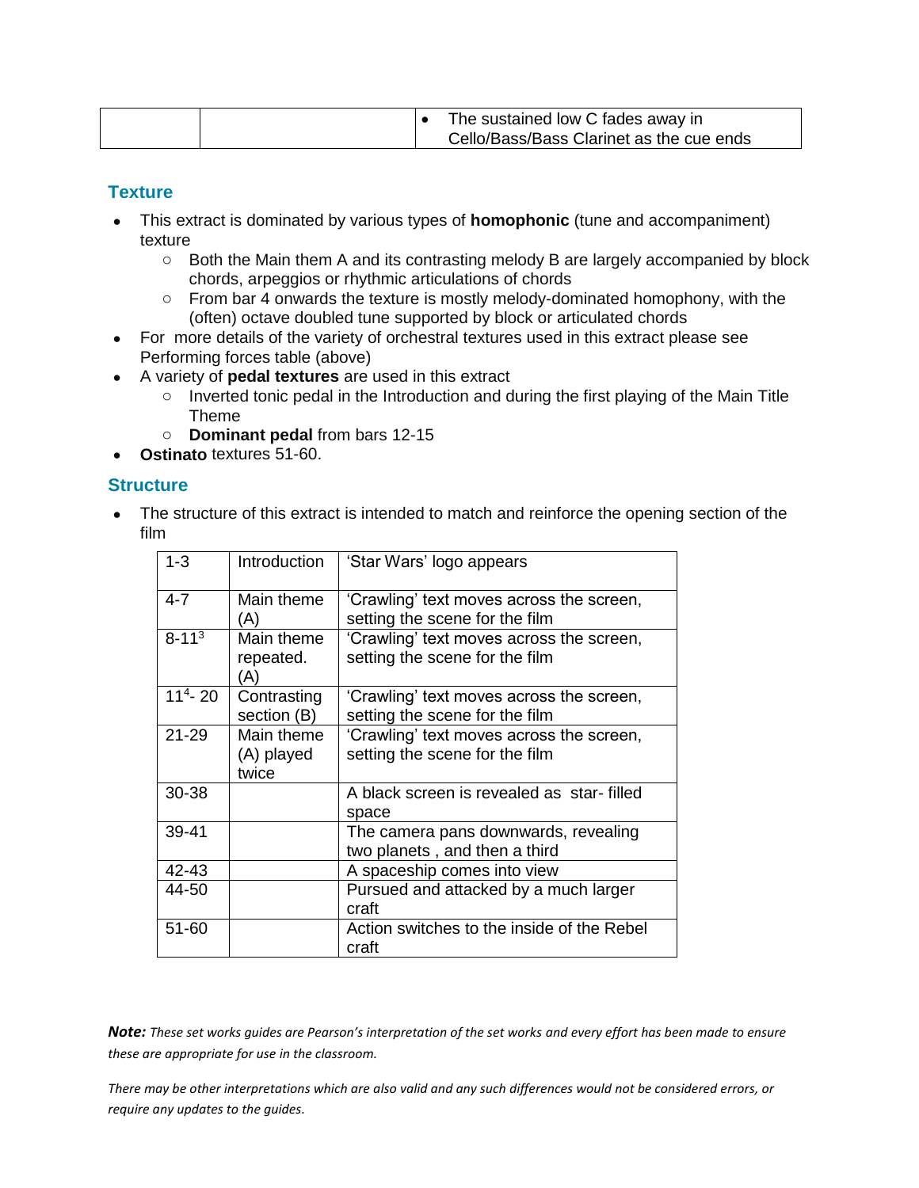| | | • The sustained low C fades away in Cello/Bass/Bass Clarinet as the cue ends |
|---|---|---|

## Texture

- This extract is dominated by various types of **homophonic** (tune and accompaniment) texture
  - Both the Main them A and its contrasting melody B are largely accompanied by block chords, arpeggios or rhythmic articulations of chords
  - From bar 4 onwards the texture is mostly melody-dominated homophony, with the (often) octave doubled tune supported by block or articulated chords
- For more details of the variety of orchestral textures used in this extract please see Performing forces table (above)
- A variety of **pedal textures** are used in this extract
  - Inverted tonic pedal in the Introduction and during the first playing of the Main Title Theme
  - **Dominant pedal** from bars 12-15
- **Ostinato** textures 51-60.

## Structure

- The structure of this extract is intended to match and reinforce the opening section of the film

| 1-3 | Introduction | 'Star Wars' logo appears |
|---|---|---|
| 4-7 | Main theme (A) | 'Crawling' text moves across the screen, setting the scene for the film |
| 8-11[3] | Main theme repeated. (A) | 'Crawling' text moves across the screen, setting the scene for the film |
| 11[4]- 20 | Contrasting section (B) | 'Crawling' text moves across the screen, setting the scene for the film |
| 21-29 | Main theme (A) played twice | 'Crawling' text moves across the screen, setting the scene for the film |
| 30-38 | | A black screen is revealed as star- filled space |
| 39-41 | | The camera pans downwards, revealing two planets , and then a third |
| 42-43 | | A spaceship comes into view |
| 44-50 | | Pursued and attacked by a much larger craft |
| 51-60 | | Action switches to the inside of the Rebel craft |

***Note:*** *These set works guides are Pearson's interpretation of the set works and every effort has been made to ensure these are appropriate for use in the classroom.*

*There may be other interpretations which are also valid and any such differences would not be considered errors, or require any updates to the guides.*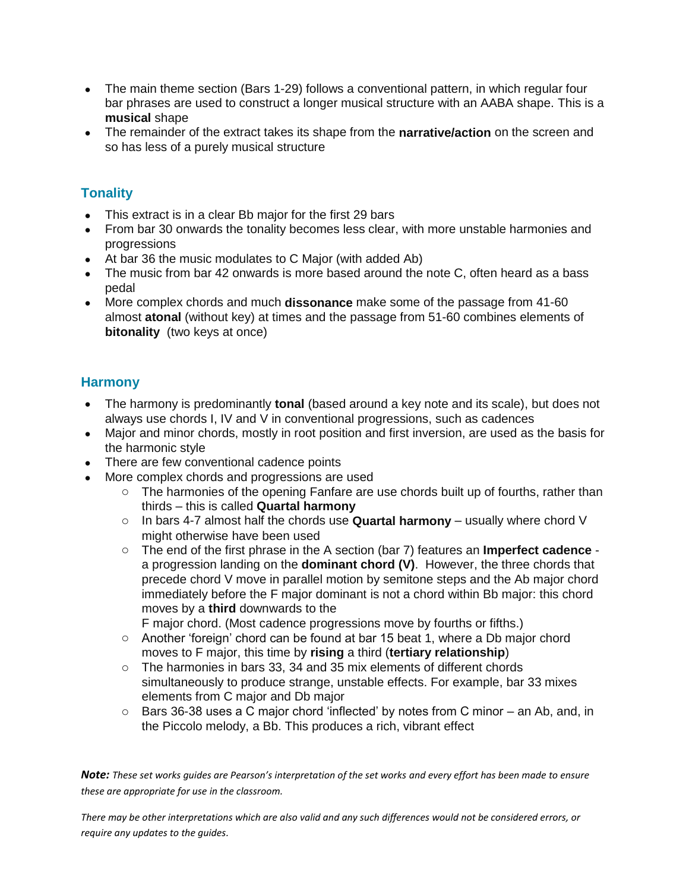- The main theme section (Bars 1-29) follows a conventional pattern, in which regular four bar phrases are used to construct a longer musical structure with an AABA shape. This is a **musical** shape
- The remainder of the extract takes its shape from the **narrative/action** on the screen and so has less of a purely musical structure

## Tonality

- This extract is in a clear Bb major for the first 29 bars
- From bar 30 onwards the tonality becomes less clear, with more unstable harmonies and progressions
- At bar 36 the music modulates to C Major (with added Ab)
- The music from bar 42 onwards is more based around the note C, often heard as a bass pedal
- More complex chords and much **dissonance** make some of the passage from 41-60 almost **atonal** (without key) at times and the passage from 51-60 combines elements of **bitonality** (two keys at once)

## Harmony

- The harmony is predominantly **tonal** (based around a key note and its scale), but does not always use chords I, IV and V in conventional progressions, such as cadences
- Major and minor chords, mostly in root position and first inversion, are used as the basis for the harmonic style
- There are few conventional cadence points
- More complex chords and progressions are used
  - The harmonies of the opening Fanfare are use chords built up of fourths, rather than thirds – this is called **Quartal harmony**
  - In bars 4-7 almost half the chords use **Quartal harmony** – usually where chord V might otherwise have been used
  - The end of the first phrase in the A section (bar 7) features an **Imperfect cadence** - a progression landing on the **dominant chord (V)**. However, the three chords that precede chord V move in parallel motion by semitone steps and the Ab major chord immediately before the F major dominant is not a chord within Bb major: this chord moves by a **third** downwards to the F major chord. (Most cadence progressions move by fourths or fifths.)
  - Another 'foreign' chord can be found at bar 15 beat 1, where a Db major chord moves to F major, this time by **rising** a third (**tertiary relationship**)
  - The harmonies in bars 33, 34 and 35 mix elements of different chords simultaneously to produce strange, unstable effects. For example, bar 33 mixes elements from C major and Db major
  - Bars 36-38 uses a C major chord 'inflected' by notes from C minor – an Ab, and, in the Piccolo melody, a Bb. This produces a rich, vibrant effect

***Note:*** *These set works guides are Pearson's interpretation of the set works and every effort has been made to ensure these are appropriate for use in the classroom.*

*There may be other interpretations which are also valid and any such differences would not be considered errors, or require any updates to the guides.*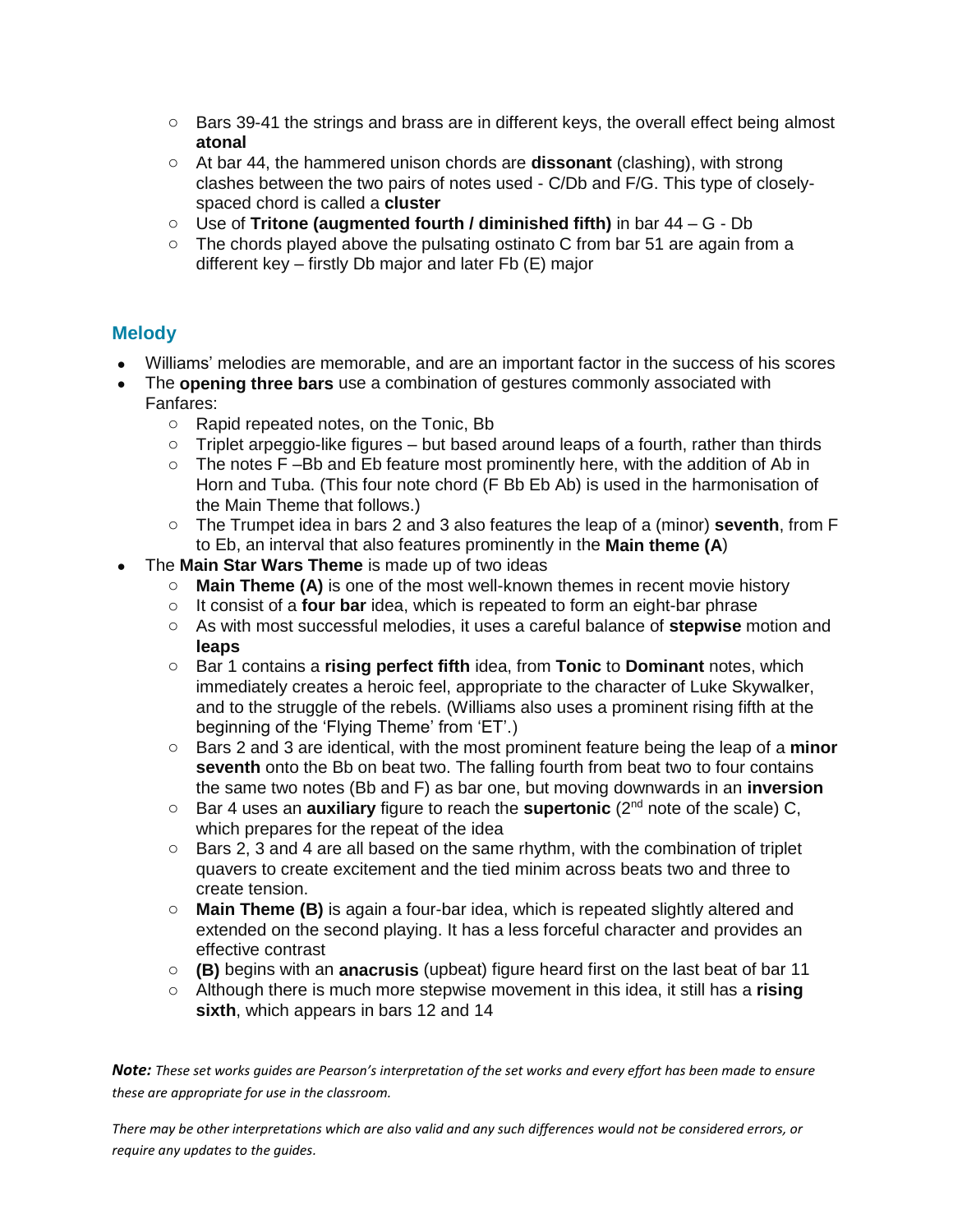- Bars 39-41 the strings and brass are in different keys, the overall effect being almost **atonal**
  - At bar 44, the hammered unison chords are **dissonant** (clashing), with strong clashes between the two pairs of notes used - C/Db and F/G. This type of closely-spaced chord is called a **cluster**
  - Use of **Tritone (augmented fourth / diminished fifth)** in bar 44 – G - Db
  - The chords played above the pulsating ostinato C from bar 51 are again from a different key – firstly Db major and later Fb (E) major

## Melody

- Williams' melodies are memorable, and are an important factor in the success of his scores
- The **opening three bars** use a combination of gestures commonly associated with Fanfares:
  - Rapid repeated notes, on the Tonic, Bb
  - Triplet arpeggio-like figures – but based around leaps of a fourth, rather than thirds
  - The notes F –Bb and Eb feature most prominently here, with the addition of Ab in Horn and Tuba. (This four note chord (F Bb Eb Ab) is used in the harmonisation of the Main Theme that follows.)
  - The Trumpet idea in bars 2 and 3 also features the leap of a (minor) **seventh**, from F to Eb, an interval that also features prominently in the **Main theme (A**)
- The **Main Star Wars Theme** is made up of two ideas
  - **Main Theme (A)** is one of the most well-known themes in recent movie history
  - It consist of a **four bar** idea, which is repeated to form an eight-bar phrase
  - As with most successful melodies, it uses a careful balance of **stepwise** motion and **leaps**
  - Bar 1 contains a **rising perfect fifth** idea, from **Tonic** to **Dominant** notes, which immediately creates a heroic feel, appropriate to the character of Luke Skywalker, and to the struggle of the rebels. (Williams also uses a prominent rising fifth at the beginning of the 'Flying Theme' from 'ET'.)
  - Bars 2 and 3 are identical, with the most prominent feature being the leap of a **minor seventh** onto the Bb on beat two. The falling fourth from beat two to four contains the same two notes (Bb and F) as bar one, but moving downwards in an **inversion**
  - Bar 4 uses an **auxiliary** figure to reach the **supertonic** ($2^{nd}$ note of the scale) C, which prepares for the repeat of the idea
  - Bars 2, 3 and 4 are all based on the same rhythm, with the combination of triplet quavers to create excitement and the tied minim across beats two and three to create tension.
  - **Main Theme (B)** is again a four-bar idea, which is repeated slightly altered and extended on the second playing. It has a less forceful character and provides an effective contrast
  - **(B)** begins with an **anacrusis** (upbeat) figure heard first on the last beat of bar 11
  - Although there is much more stepwise movement in this idea, it still has a **rising sixth**, which appears in bars 12 and 14

***Note:*** *These set works guides are Pearson's interpretation of the set works and every effort has been made to ensure these are appropriate for use in the classroom.*

*There may be other interpretations which are also valid and any such differences would not be considered errors, or require any updates to the guides.*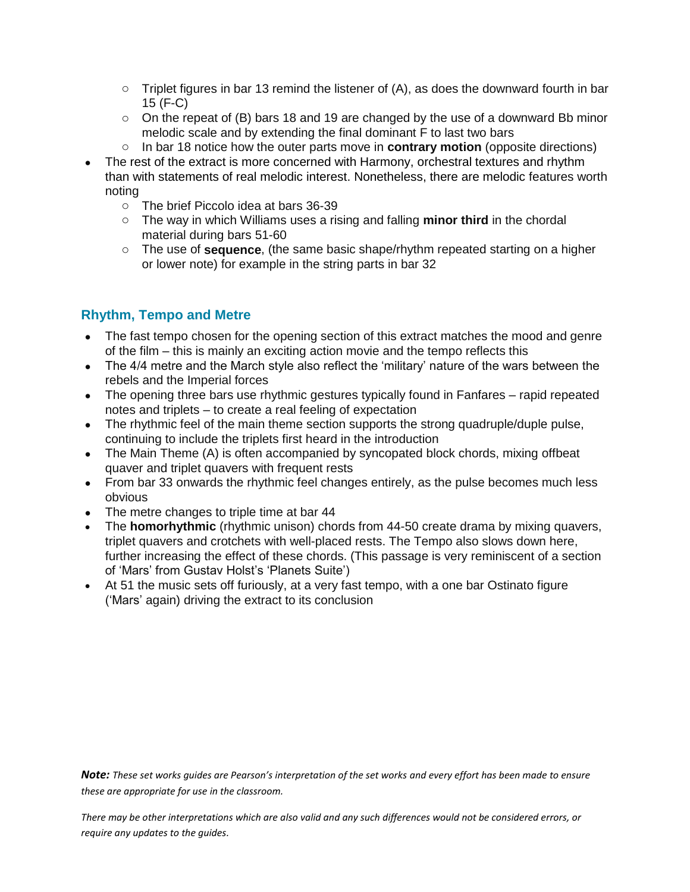- Triplet figures in bar 13 remind the listener of (A), as does the downward fourth in bar 15 (F-C)
    - On the repeat of (B) bars 18 and 19 are changed by the use of a downward Bb minor melodic scale and by extending the final dominant F to last two bars
    - In bar 18 notice how the outer parts move in **contrary motion** (opposite directions)
- The rest of the extract is more concerned with Harmony, orchestral textures and rhythm than with statements of real melodic interest. Nonetheless, there are melodic features worth noting
    - The brief Piccolo idea at bars 36-39
    - The way in which Williams uses a rising and falling **minor third** in the chordal material during bars 51-60
    - The use of **sequence**, (the same basic shape/rhythm repeated starting on a higher or lower note) for example in the string parts in bar 32

## Rhythm, Tempo and Metre

- The fast tempo chosen for the opening section of this extract matches the mood and genre of the film – this is mainly an exciting action movie and the tempo reflects this
- The 4/4 metre and the March style also reflect the 'military' nature of the wars between the rebels and the Imperial forces
- The opening three bars use rhythmic gestures typically found in Fanfares – rapid repeated notes and triplets – to create a real feeling of expectation
- The rhythmic feel of the main theme section supports the strong quadruple/duple pulse, continuing to include the triplets first heard in the introduction
- The Main Theme (A) is often accompanied by syncopated block chords, mixing offbeat quaver and triplet quavers with frequent rests
- From bar 33 onwards the rhythmic feel changes entirely, as the pulse becomes much less obvious
- The metre changes to triple time at bar 44
- The **homorhythmic** (rhythmic unison) chords from 44-50 create drama by mixing quavers, triplet quavers and crotchets with well-placed rests. The Tempo also slows down here, further increasing the effect of these chords. (This passage is very reminiscent of a section of 'Mars' from Gustav Holst's 'Planets Suite')
- At 51 the music sets off furiously, at a very fast tempo, with a one bar Ostinato figure ('Mars' again) driving the extract to its conclusion

***Note:*** *These set works guides are Pearson's interpretation of the set works and every effort has been made to ensure these are appropriate for use in the classroom.*

*There may be other interpretations which are also valid and any such differences would not be considered errors, or require any updates to the guides.*